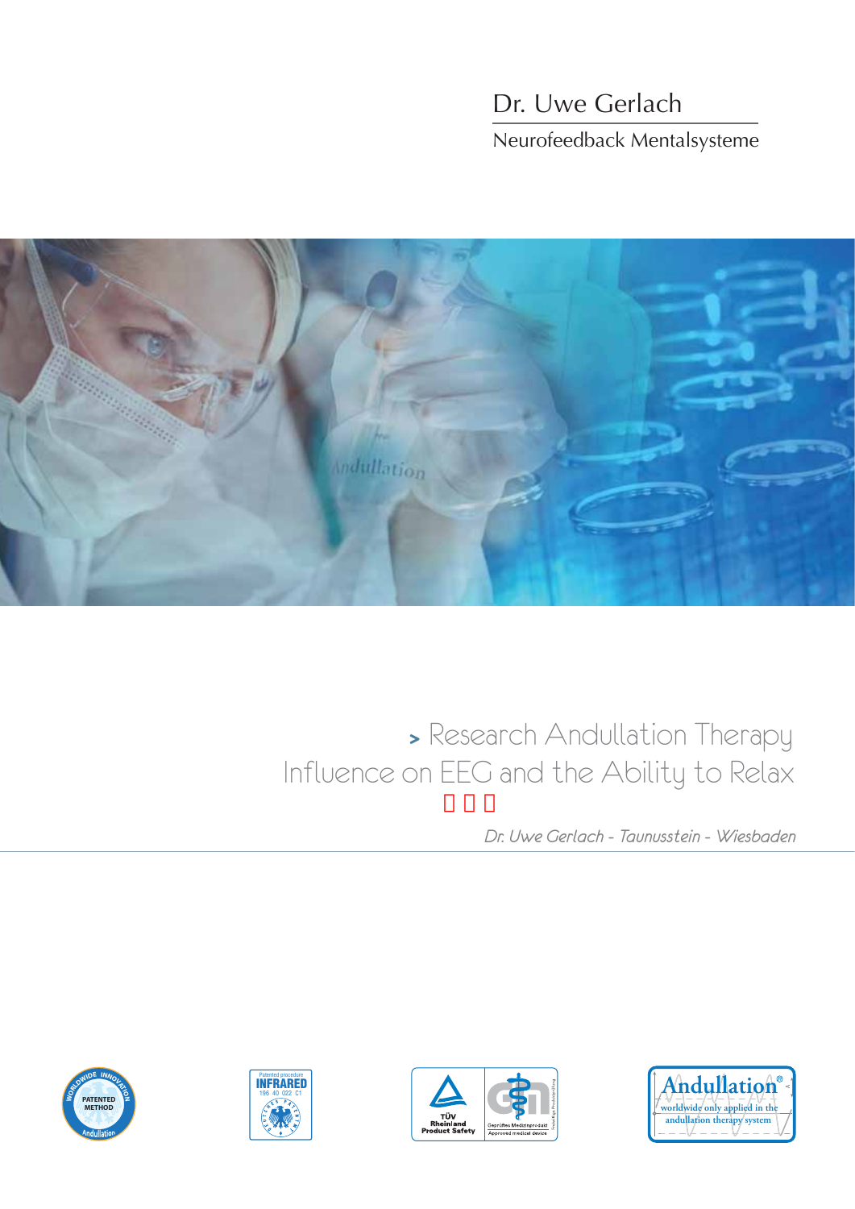Dr. Uwe Gerlach

Neurofeedback Mentalsysteme

# > Research Andullation Therapy Influence on EEG and the Ability to Relax

*Dr. Uwe Gerlach - Taunusstein - Wiesbaden*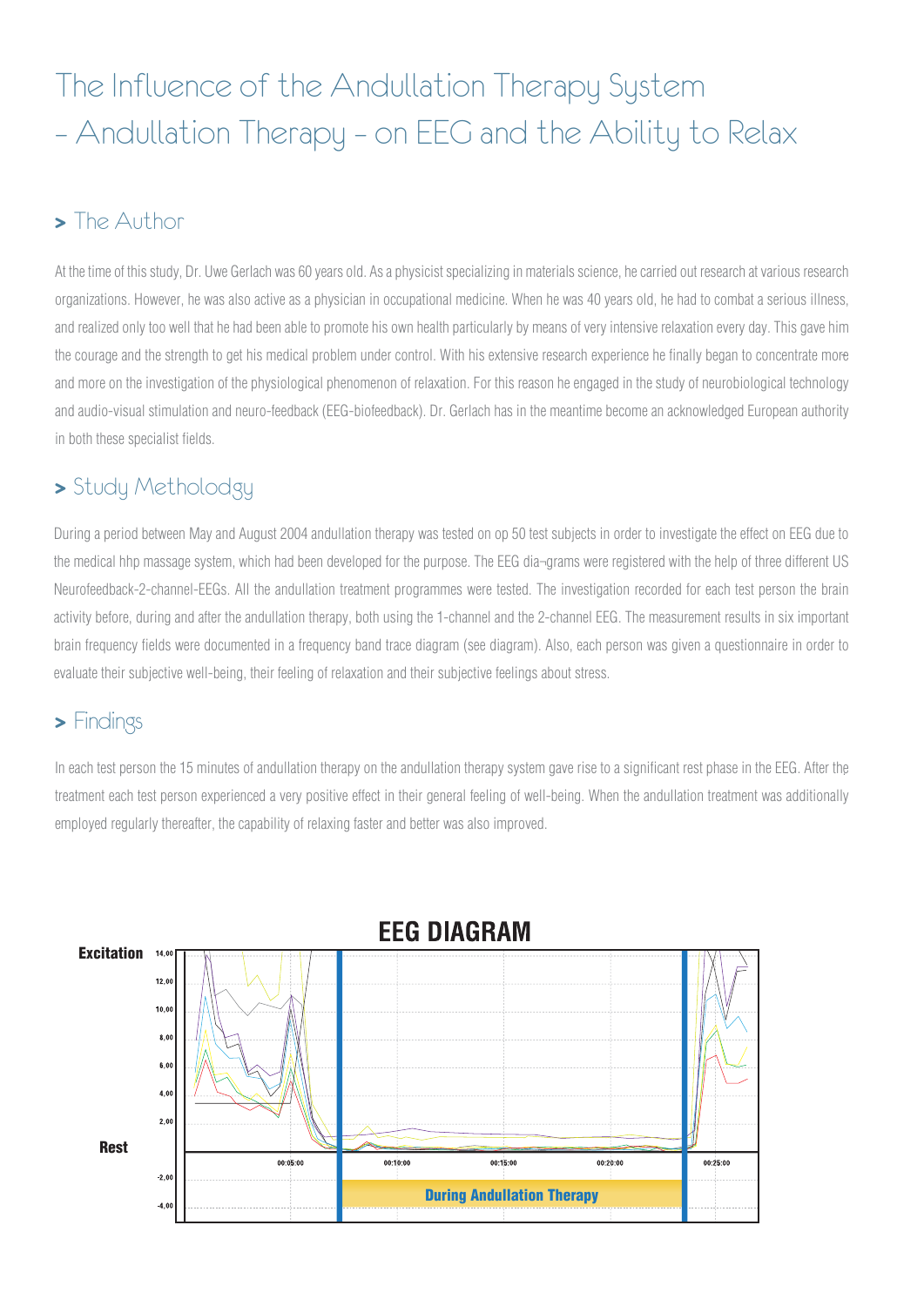# The Influence of the Andullation Therapy System – Andullation Therapy – on EEG and the Ability to Relax

## > The Author

At the time of this study, Dr. Uwe Gerlach was 60 years old. As a physicist specializing in materials science, he carried out research at various research organizations. However, he was also active as a physician in occupational medicine. When he was 40 years old, he had to combat a serious illness, and realized only too well that he had been able to promote his own health particularly by means of very intensive relaxation every day. This gave him the courage and the strength to get his medical problem under control. With his extensive research experience he finally began to concentrate more and more on the investigation of the physiological phenomenon of relaxation. For this reason he engaged in the study of neurobiological technology and audio-visual stimulation and neuro-feedback (EEG-biofeedback). Dr. Gerlach has in the meantime become an acknowledged European authority in both these specialist fields.

## > Study Methology

During a period between May and August 2004 andullation therapy was tested on op 50 test subjects in order to investigate the effect on EEG due to the medical hhp massage system, which had been developed for the purpose. The EEG dia¬grams were registered with the help of three different US Neurofeedback-2-channel-EEGs. All the andullation treatment programmes were tested. The investigation recorded for each test person the brain activity before, during and after the andullation therapy, both using the 1-channel and the 2-channel EEG. The measurement results in six important brain frequency fields were documented in a frequency band trace diagram (see diagram). Also, each person was given a questionnaire in order to evaluate their subjective well-being, their feeling of relaxation and their subjective feelings about stress.

## > Findings

In each test person the 15 minutes of andullation therapy on the andullation therapy system gave rise to a significant rest phase in the EEG. After the treatment each test person experienced a very positive effect in their general feeling of well-being. When the andullation treatment was additionally employed regularly thereafter, the capability of relaxing faster and better was also improved.

**EEG DIAGRAM**

Excitation — Rest

During Andullation Therapy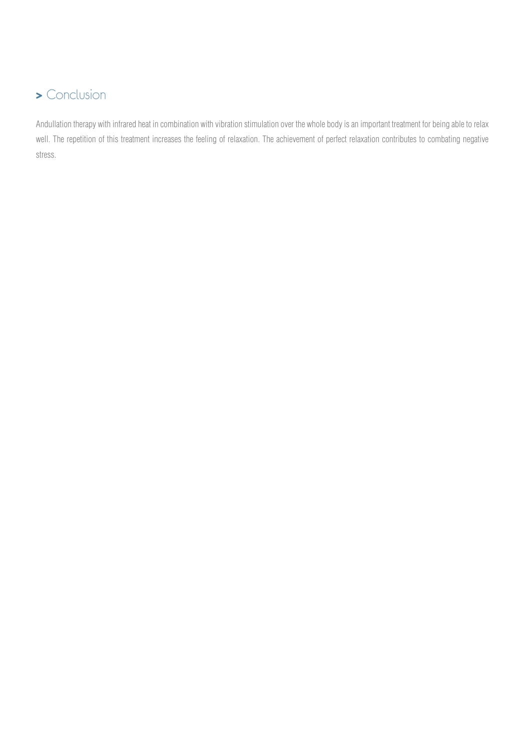## > Conclusion

Andullation therapy with infrared heat in combination with vibration stimulation over the whole body is an important treatment for being able to relax well. The repetition of this treatment increases the feeling of relaxation. The achievement of perfect relaxation contributes to combating negative stress.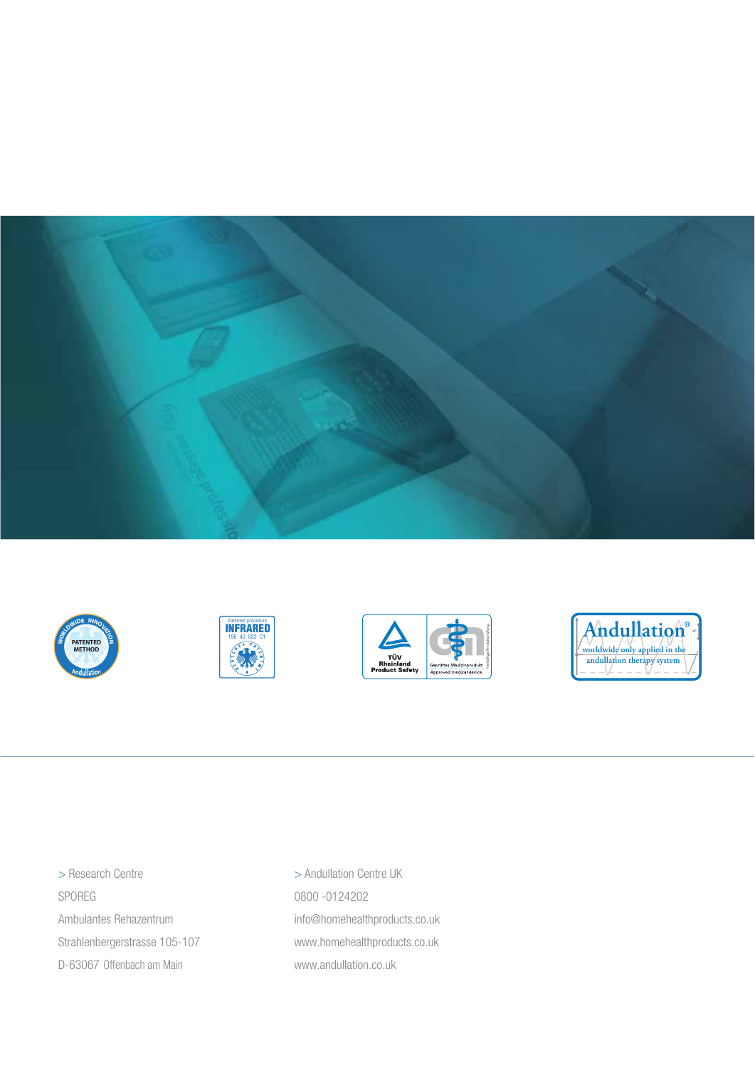> Research Centre
SPOREG
Ambulantes Rehazentrum
Strahlenbergerstrasse 105-107
D-63067 Offenbach am Main

> Andullation Centre UK
0800 -0124202
info@homehealthproducts.co.uk
www.homehealthproducts.co.uk
www.andullation.co.uk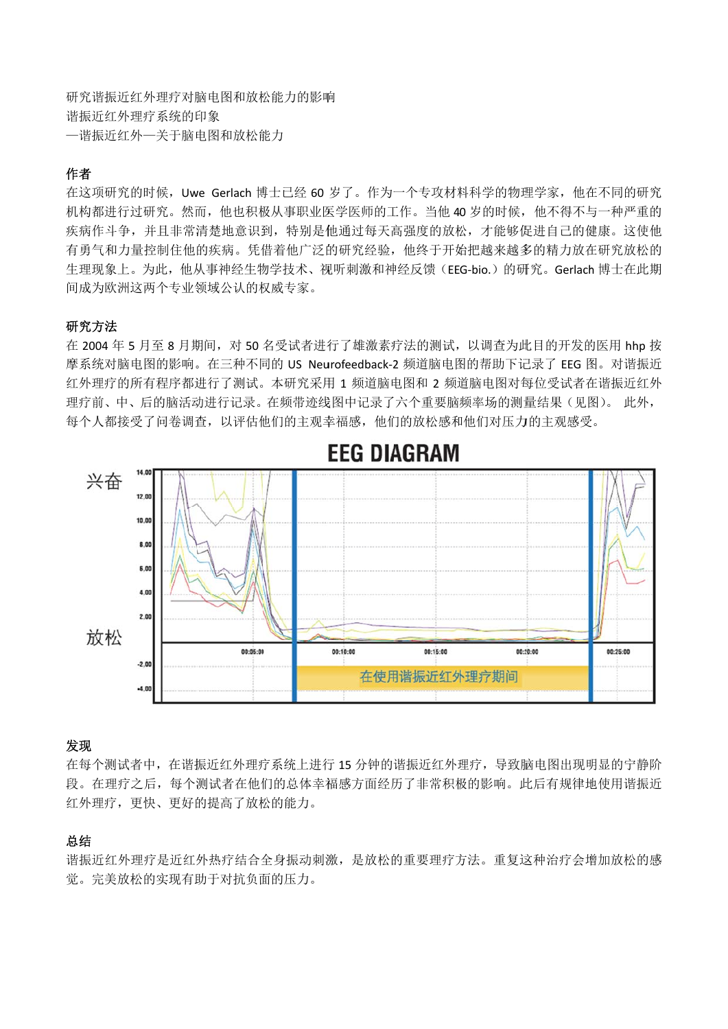研究谐振近红外理疗对脑电图和放松能力的影响
谐振近红外理疗系统的印象
—谐振近红外—关于脑电图和放松能力

**作者**

在这项研究的时候，Uwe Gerlach 博士已经 60 岁了。作为一个专攻材料科学的物理学家，他在不同的研究机构都进行过研究。然而，他也积极从事职业医学医师的工作。当他 40 岁的时候，他不得不与一种严重的疾病作斗争，并且非常清楚地意识到，特别是他通过每天高强度的放松，才能够促进自己的健康。这使他有勇气和力量控制住他的疾病。凭借着他广泛的研究经验，他终于开始把越来越多的精力放在研究放松的生理现象上。为此，他从事神经生物学技术、视听刺激和神经反馈（EEG-bio.）的研究。Gerlach 博士在此期间成为欧洲这两个专业领域公认的权威专家。

**研究方法**

在 2004 年 5 月至 8 月期间，对 50 名受试者进行了雄激素疗法的测试，以调查为此目的开发的医用 hhp 按摩系统对脑电图的影响。在三种不同的 US Neurofeedback-2 频道脑电图的帮助下记录了 EEG 图。对谐振近红外理疗的所有程序都进行了测试。本研究采用 1 频道脑电图和 2 频道脑电图对每位受试者在谐振近红外理疗前、中、后的脑活动进行记录。在频带迹线图中记录了六个重要脑频率场的测量结果（见图）。 此外，每个人都接受了问卷调查，以评估他们的主观幸福感，他们的放松感和他们对压力的主观感受。

EEG DIAGRAM

兴奋

放松

14,00
12,00
10,00
8,00
6,00
4,00
2,00
-2,00
-4,00

00:05:00
00:10:00
00:15:00
00:20:00
00:25:00

在使用谐振近红外理疗期间

**发现**

在每个测试者中，在谐振近红外理疗系统上进行 15 分钟的谐振近红外理疗，导致脑电图出现明显的宁静阶段。在理疗之后，每个测试者在他们的总体幸福感方面经历了非常积极的影响。此后有规律地使用谐振近红外理疗，更快、更好的提高了放松的能力。

**总结**

谐振近红外理疗是近红外热疗结合全身振动刺激，是放松的重要理疗方法。重复这种治疗会增加放松的感觉。完美放松的实现有助于对抗负面的压力。